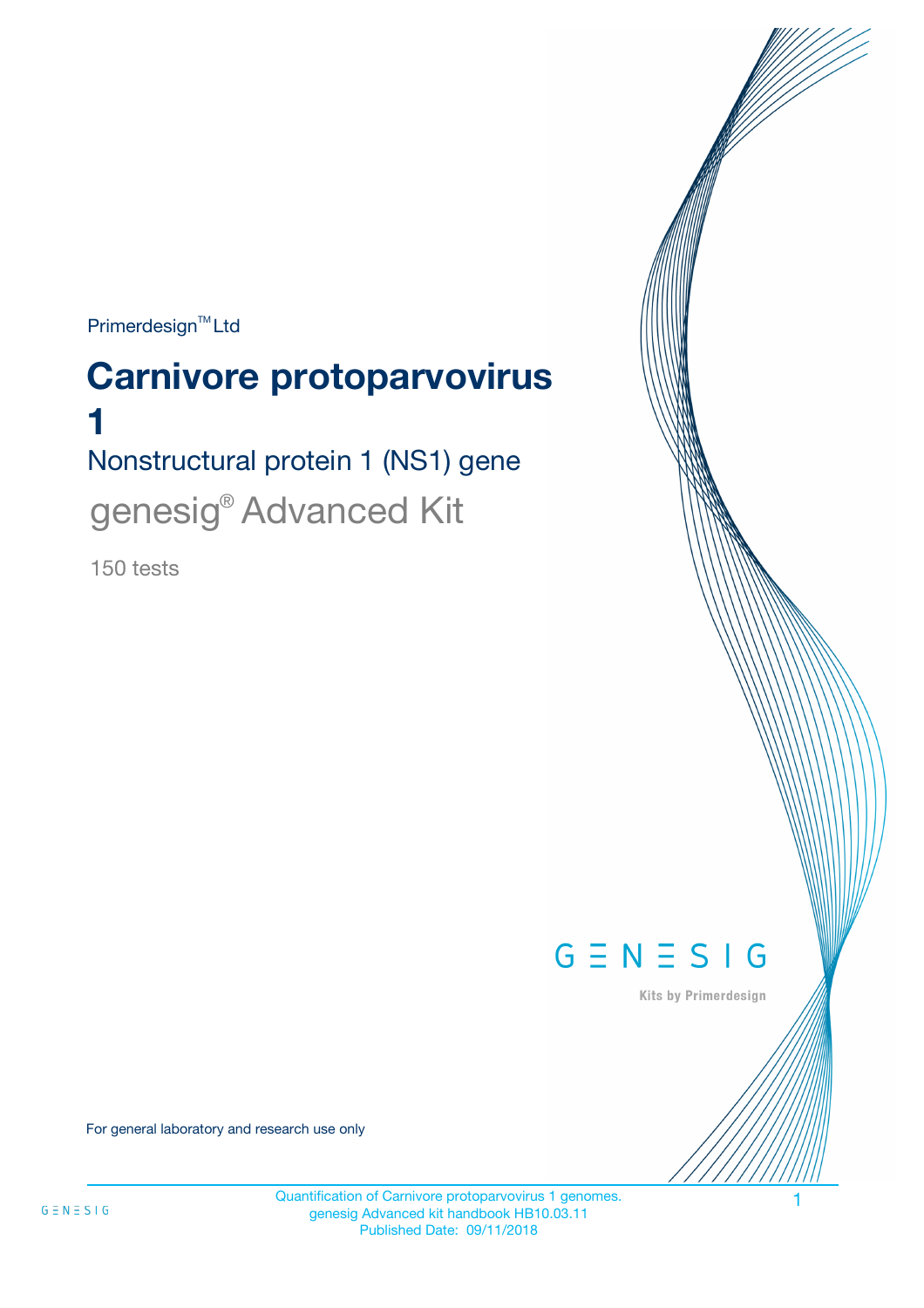Primerdesign™ Ltd

# Carnivore protoparvovirus 1

## Nonstructural protein 1 (NS1) gene

genesig® Advanced Kit

150 tests

GENESIG

Kits by Primerdesign

For general laboratory and research use only

Quantification of Carnivore protoparvovirus 1 genomes.
genesig Advanced kit handbook HB10.03.11
Published Date: 09/11/2018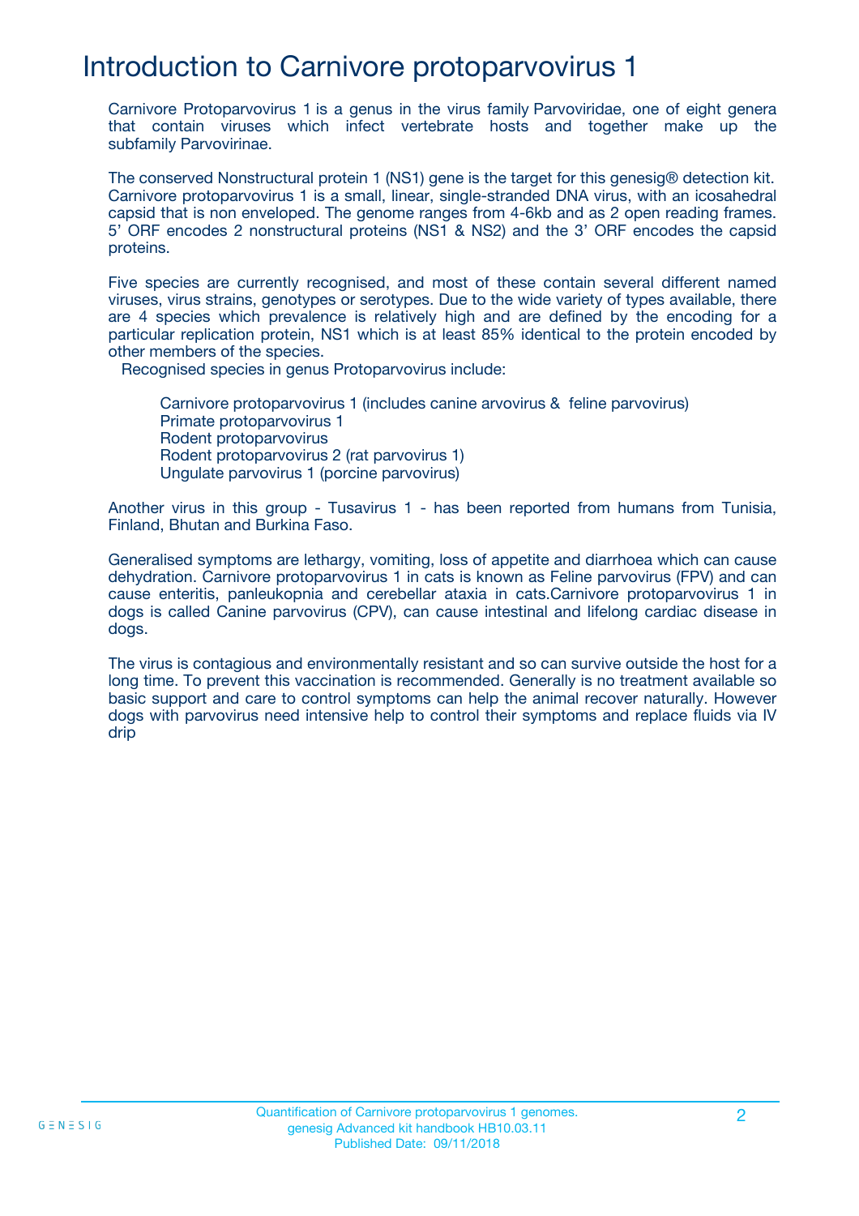# Introduction to Carnivore protoparvovirus 1

Carnivore Protoparvovirus 1 is a genus in the virus family Parvoviridae, one of eight genera that contain viruses which infect vertebrate hosts and together make up the subfamily Parvovirinae.

The conserved Nonstructural protein 1 (NS1) gene is the target for this genesig® detection kit. Carnivore protoparvovirus 1 is a small, linear, single-stranded DNA virus, with an icosahedral capsid that is non enveloped. The genome ranges from 4-6kb and as 2 open reading frames. 5' ORF encodes 2 nonstructural proteins (NS1 & NS2) and the 3' ORF encodes the capsid proteins.

Five species are currently recognised, and most of these contain several different named viruses, virus strains, genotypes or serotypes. Due to the wide variety of types available, there are 4 species which prevalence is relatively high and are defined by the encoding for a particular replication protein, NS1 which is at least 85% identical to the protein encoded by other members of the species.

Recognised species in genus Protoparvovirus include:

- Carnivore protoparvovirus 1 (includes canine arvovirus & feline parvovirus)
- Primate protoparvovirus 1
- Rodent protoparvovirus
- Rodent protoparvovirus 2 (rat parvovirus 1)
- Ungulate parvovirus 1 (porcine parvovirus)

Another virus in this group - Tusavirus 1 - has been reported from humans from Tunisia, Finland, Bhutan and Burkina Faso.

Generalised symptoms are lethargy, vomiting, loss of appetite and diarrhoea which can cause dehydration. Carnivore protoparvovirus 1 in cats is known as Feline parvovirus (FPV) and can cause enteritis, panleukopnia and cerebellar ataxia in cats.Carnivore protoparvovirus 1 in dogs is called Canine parvovirus (CPV), can cause intestinal and lifelong cardiac disease in dogs.

The virus is contagious and environmentally resistant and so can survive outside the host for a long time. To prevent this vaccination is recommended. Generally is no treatment available so basic support and care to control symptoms can help the animal recover naturally. However dogs with parvovirus need intensive help to control their symptoms and replace fluids via IV drip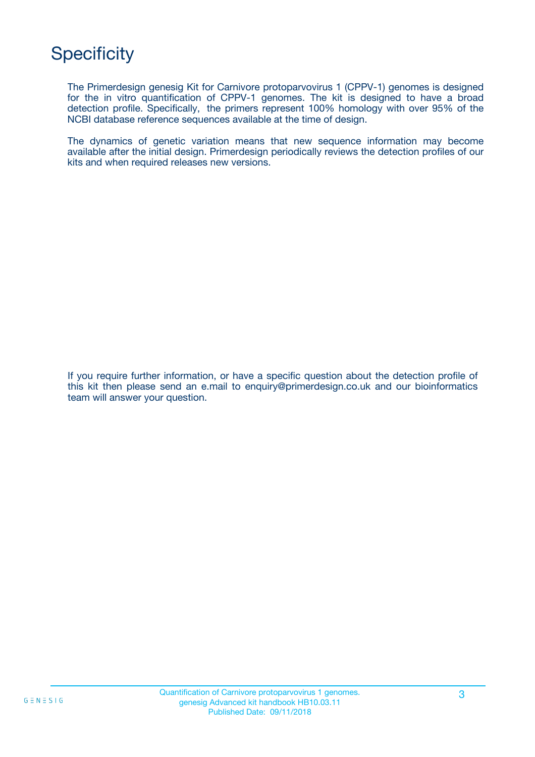# Specificity

The Primerdesign genesig Kit for Carnivore protoparvovirus 1 (CPPV-1) genomes is designed for the in vitro quantification of CPPV-1 genomes. The kit is designed to have a broad detection profile. Specifically, the primers represent 100% homology with over 95% of the NCBI database reference sequences available at the time of design.

The dynamics of genetic variation means that new sequence information may become available after the initial design. Primerdesign periodically reviews the detection profiles of our kits and when required releases new versions.

If you require further information, or have a specific question about the detection profile of this kit then please send an e.mail to enquiry@primerdesign.co.uk and our bioinformatics team will answer your question.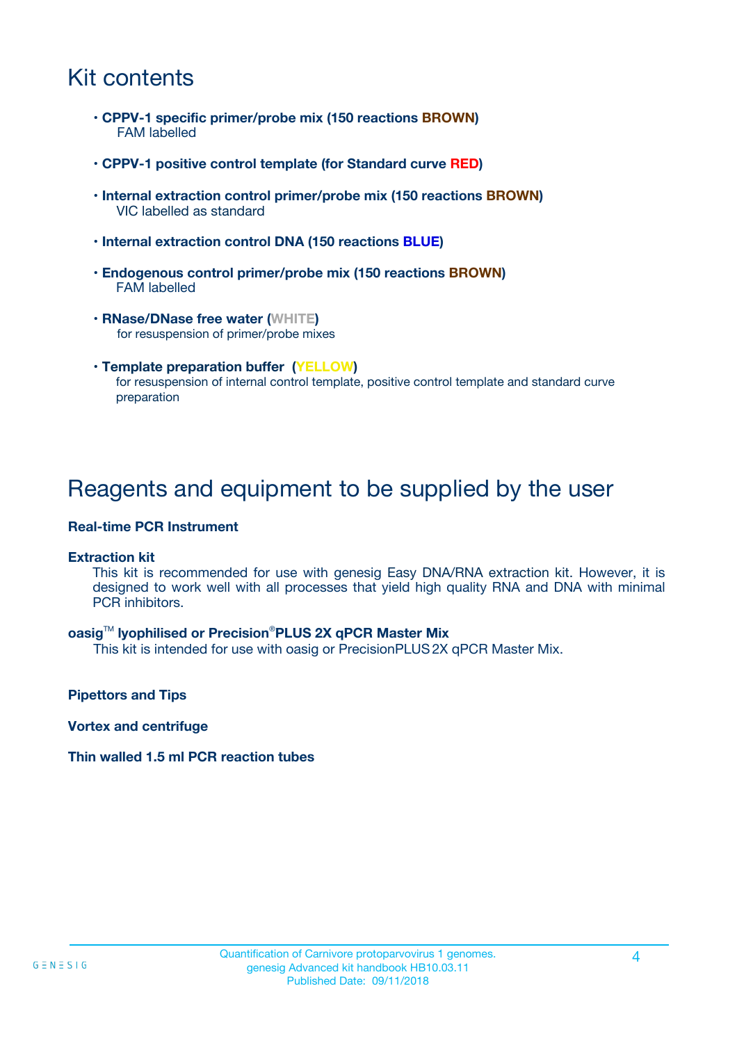# Kit contents

- **CPPV-1 specific primer/probe mix (150 reactions BROWN)**
  FAM labelled
- **CPPV-1 positive control template (for Standard curve RED)**
- **Internal extraction control primer/probe mix (150 reactions BROWN)**
  VIC labelled as standard
- **Internal extraction control DNA (150 reactions BLUE)**
- **Endogenous control primer/probe mix (150 reactions BROWN)**
  FAM labelled
- **RNase/DNase free water (WHITE)**
  for resuspension of primer/probe mixes
- **Template preparation buffer (YELLOW)**
  for resuspension of internal control template, positive control template and standard curve preparation

# Reagents and equipment to be supplied by the user

**Real-time PCR Instrument**

**Extraction kit**
This kit is recommended for use with genesig Easy DNA/RNA extraction kit. However, it is designed to work well with all processes that yield high quality RNA and DNA with minimal PCR inhibitors.

**oasig™ lyophilised or Precision®PLUS 2X qPCR Master Mix**
This kit is intended for use with oasig or PrecisionPLUS 2X qPCR Master Mix.

**Pipettors and Tips**

**Vortex and centrifuge**

**Thin walled 1.5 ml PCR reaction tubes**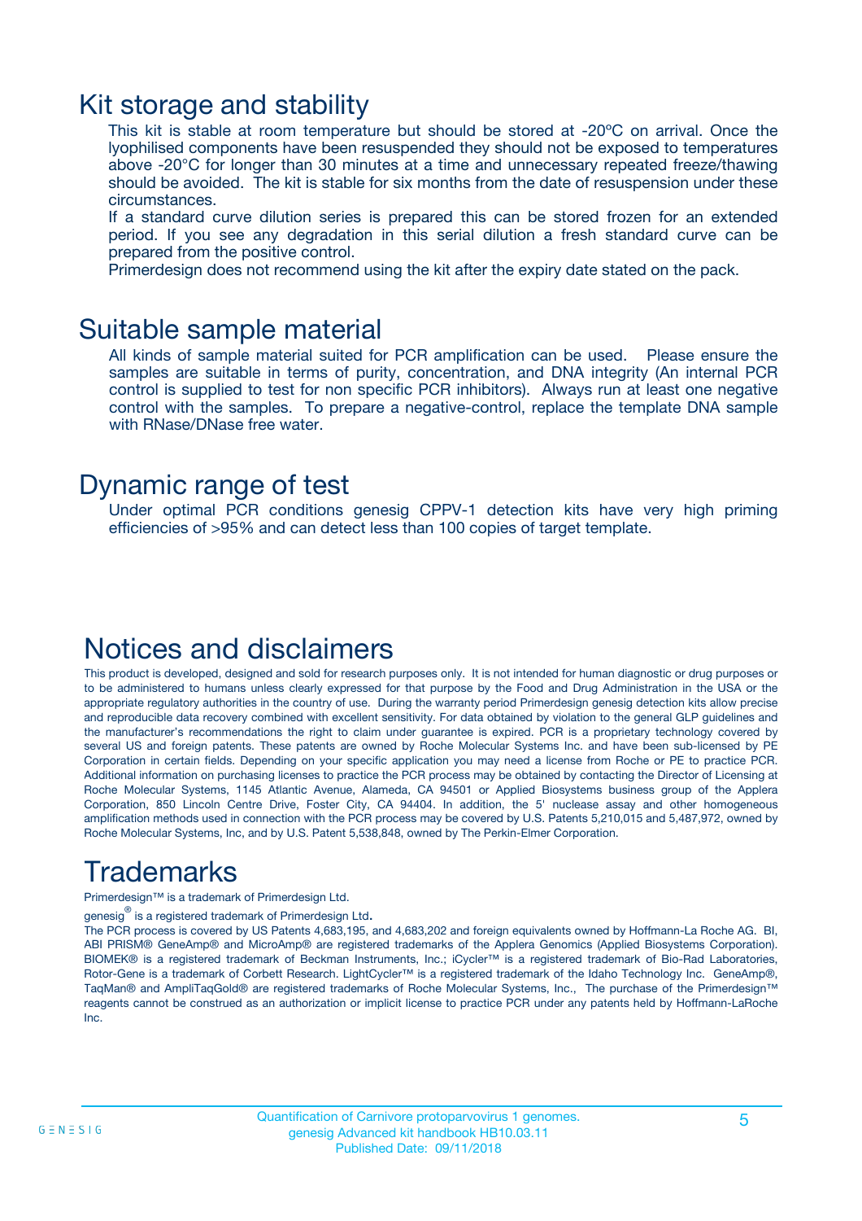# Kit storage and stability

This kit is stable at room temperature but should be stored at -20ºC on arrival. Once the lyophilised components have been resuspended they should not be exposed to temperatures above -20°C for longer than 30 minutes at a time and unnecessary repeated freeze/thawing should be avoided. The kit is stable for six months from the date of resuspension under these circumstances.

If a standard curve dilution series is prepared this can be stored frozen for an extended period. If you see any degradation in this serial dilution a fresh standard curve can be prepared from the positive control.

Primerdesign does not recommend using the kit after the expiry date stated on the pack.

# Suitable sample material

All kinds of sample material suited for PCR amplification can be used. Please ensure the samples are suitable in terms of purity, concentration, and DNA integrity (An internal PCR control is supplied to test for non specific PCR inhibitors). Always run at least one negative control with the samples. To prepare a negative-control, replace the template DNA sample with RNase/DNase free water.

# Dynamic range of test

Under optimal PCR conditions genesig CPPV-1 detection kits have very high priming efficiencies of >95% and can detect less than 100 copies of target template.

# Notices and disclaimers

This product is developed, designed and sold for research purposes only. It is not intended for human diagnostic or drug purposes or to be administered to humans unless clearly expressed for that purpose by the Food and Drug Administration in the USA or the appropriate regulatory authorities in the country of use. During the warranty period Primerdesign genesig detection kits allow precise and reproducible data recovery combined with excellent sensitivity. For data obtained by violation to the general GLP guidelines and the manufacturer's recommendations the right to claim under guarantee is expired. PCR is a proprietary technology covered by several US and foreign patents. These patents are owned by Roche Molecular Systems Inc. and have been sub-licensed by PE Corporation in certain fields. Depending on your specific application you may need a license from Roche or PE to practice PCR. Additional information on purchasing licenses to practice the PCR process may be obtained by contacting the Director of Licensing at Roche Molecular Systems, 1145 Atlantic Avenue, Alameda, CA 94501 or Applied Biosystems business group of the Applera Corporation, 850 Lincoln Centre Drive, Foster City, CA 94404. In addition, the 5' nuclease assay and other homogeneous amplification methods used in connection with the PCR process may be covered by U.S. Patents 5,210,015 and 5,487,972, owned by Roche Molecular Systems, Inc, and by U.S. Patent 5,538,848, owned by The Perkin-Elmer Corporation.

# Trademarks

Primerdesign™ is a trademark of Primerdesign Ltd.

genesig® is a registered trademark of Primerdesign Ltd.

The PCR process is covered by US Patents 4,683,195, and 4,683,202 and foreign equivalents owned by Hoffmann-La Roche AG. BI, ABI PRISM® GeneAmp® and MicroAmp® are registered trademarks of the Applera Genomics (Applied Biosystems Corporation). BIOMEK® is a registered trademark of Beckman Instruments, Inc.; iCycler™ is a registered trademark of Bio-Rad Laboratories, Rotor-Gene is a trademark of Corbett Research. LightCycler™ is a registered trademark of the Idaho Technology Inc. GeneAmp®, TaqMan® and AmpliTaqGold® are registered trademarks of Roche Molecular Systems, Inc., The purchase of the Primerdesign™ reagents cannot be construed as an authorization or implicit license to practice PCR under any patents held by Hoffmann-LaRoche Inc.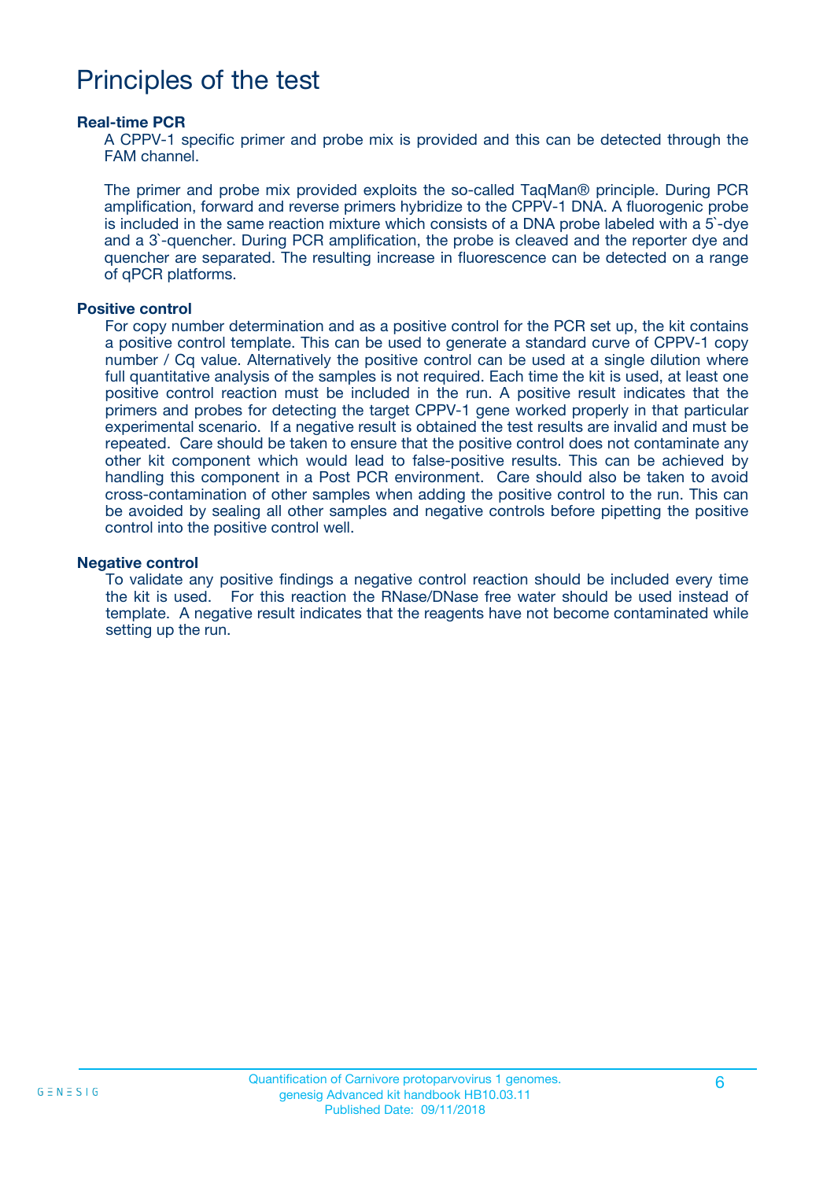# Principles of the test

### Real-time PCR

A CPPV-1 specific primer and probe mix is provided and this can be detected through the FAM channel.

The primer and probe mix provided exploits the so-called TaqMan® principle. During PCR amplification, forward and reverse primers hybridize to the CPPV-1 DNA. A fluorogenic probe is included in the same reaction mixture which consists of a DNA probe labeled with a 5`-dye and a 3`-quencher. During PCR amplification, the probe is cleaved and the reporter dye and quencher are separated. The resulting increase in fluorescence can be detected on a range of qPCR platforms.

### Positive control

For copy number determination and as a positive control for the PCR set up, the kit contains a positive control template. This can be used to generate a standard curve of CPPV-1 copy number / Cq value. Alternatively the positive control can be used at a single dilution where full quantitative analysis of the samples is not required. Each time the kit is used, at least one positive control reaction must be included in the run. A positive result indicates that the primers and probes for detecting the target CPPV-1 gene worked properly in that particular experimental scenario. If a negative result is obtained the test results are invalid and must be repeated. Care should be taken to ensure that the positive control does not contaminate any other kit component which would lead to false-positive results. This can be achieved by handling this component in a Post PCR environment. Care should also be taken to avoid cross-contamination of other samples when adding the positive control to the run. This can be avoided by sealing all other samples and negative controls before pipetting the positive control into the positive control well.

### Negative control

To validate any positive findings a negative control reaction should be included every time the kit is used. For this reaction the RNase/DNase free water should be used instead of template. A negative result indicates that the reagents have not become contaminated while setting up the run.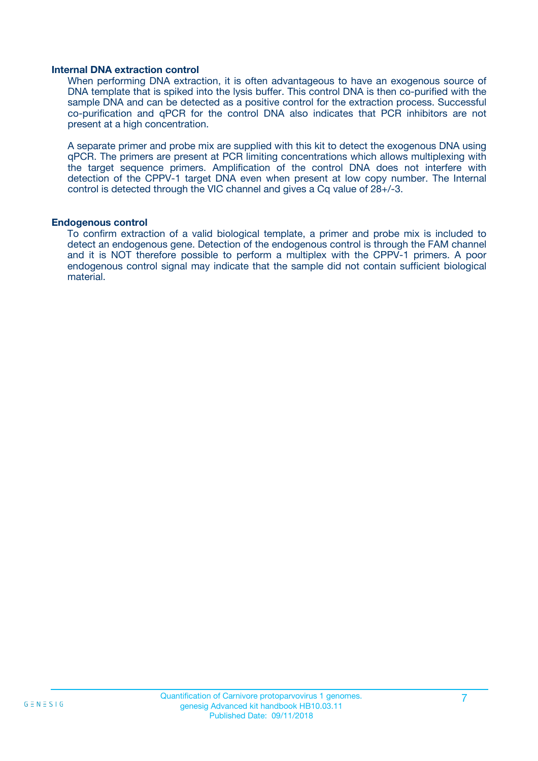### Internal DNA extraction control

When performing DNA extraction, it is often advantageous to have an exogenous source of DNA template that is spiked into the lysis buffer. This control DNA is then co-purified with the sample DNA and can be detected as a positive control for the extraction process. Successful co-purification and qPCR for the control DNA also indicates that PCR inhibitors are not present at a high concentration.

A separate primer and probe mix are supplied with this kit to detect the exogenous DNA using qPCR. The primers are present at PCR limiting concentrations which allows multiplexing with the target sequence primers. Amplification of the control DNA does not interfere with detection of the CPPV-1 target DNA even when present at low copy number. The Internal control is detected through the VIC channel and gives a Cq value of 28+/-3.

### Endogenous control

To confirm extraction of a valid biological template, a primer and probe mix is included to detect an endogenous gene. Detection of the endogenous control is through the FAM channel and it is NOT therefore possible to perform a multiplex with the CPPV-1 primers. A poor endogenous control signal may indicate that the sample did not contain sufficient biological material.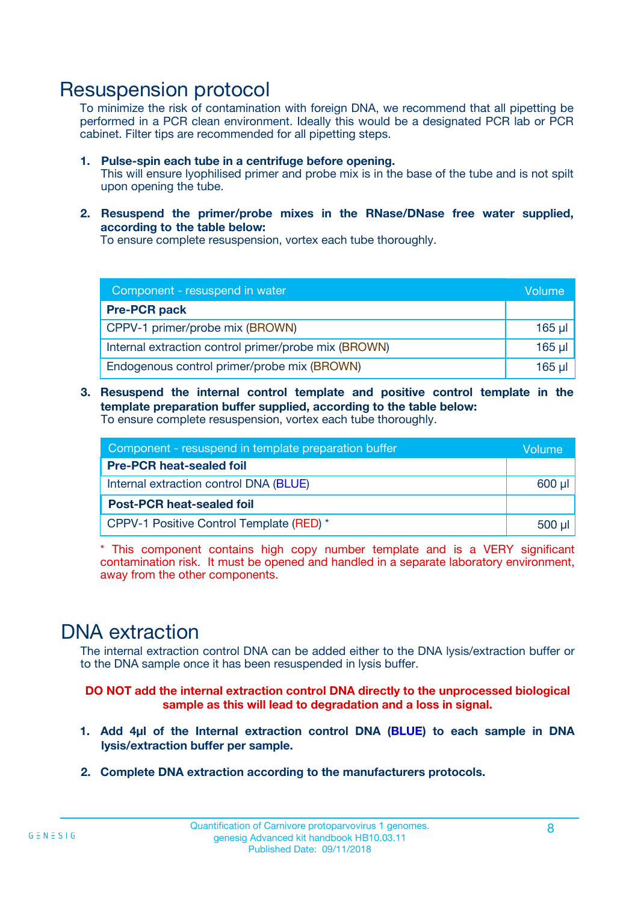# Resuspension protocol

To minimize the risk of contamination with foreign DNA, we recommend that all pipetting be performed in a PCR clean environment. Ideally this would be a designated PCR lab or PCR cabinet. Filter tips are recommended for all pipetting steps.

1. **Pulse-spin each tube in a centrifuge before opening.**
   This will ensure lyophilised primer and probe mix is in the base of the tube and is not spilt upon opening the tube.

2. **Resuspend the primer/probe mixes in the RNase/DNase free water supplied, according to the table below:**
   To ensure complete resuspension, vortex each tube thoroughly.

| Component - resuspend in water | Volume |
|---|---|
| **Pre-PCR pack** | |
| CPPV-1 primer/probe mix (BROWN) | 165 µl |
| Internal extraction control primer/probe mix (BROWN) | 165 µl |
| Endogenous control primer/probe mix (BROWN) | 165 µl |

3. **Resuspend the internal control template and positive control template in the template preparation buffer supplied, according to the table below:**
   To ensure complete resuspension, vortex each tube thoroughly.

| Component - resuspend in template preparation buffer | Volume |
|---|---|
| **Pre-PCR heat-sealed foil** | |
| Internal extraction control DNA (BLUE) | 600 µl |
| **Post-PCR heat-sealed foil** | |
| CPPV-1 Positive Control Template (RED) * | 500 µl |

* This component contains high copy number template and is a VERY significant contamination risk. It must be opened and handled in a separate laboratory environment, away from the other components.

# DNA extraction

The internal extraction control DNA can be added either to the DNA lysis/extraction buffer or to the DNA sample once it has been resuspended in lysis buffer.

**DO NOT add the internal extraction control DNA directly to the unprocessed biological sample as this will lead to degradation and a loss in signal.**

1. **Add 4µl of the Internal extraction control DNA (BLUE) to each sample in DNA lysis/extraction buffer per sample.**

2. **Complete DNA extraction according to the manufacturers protocols.**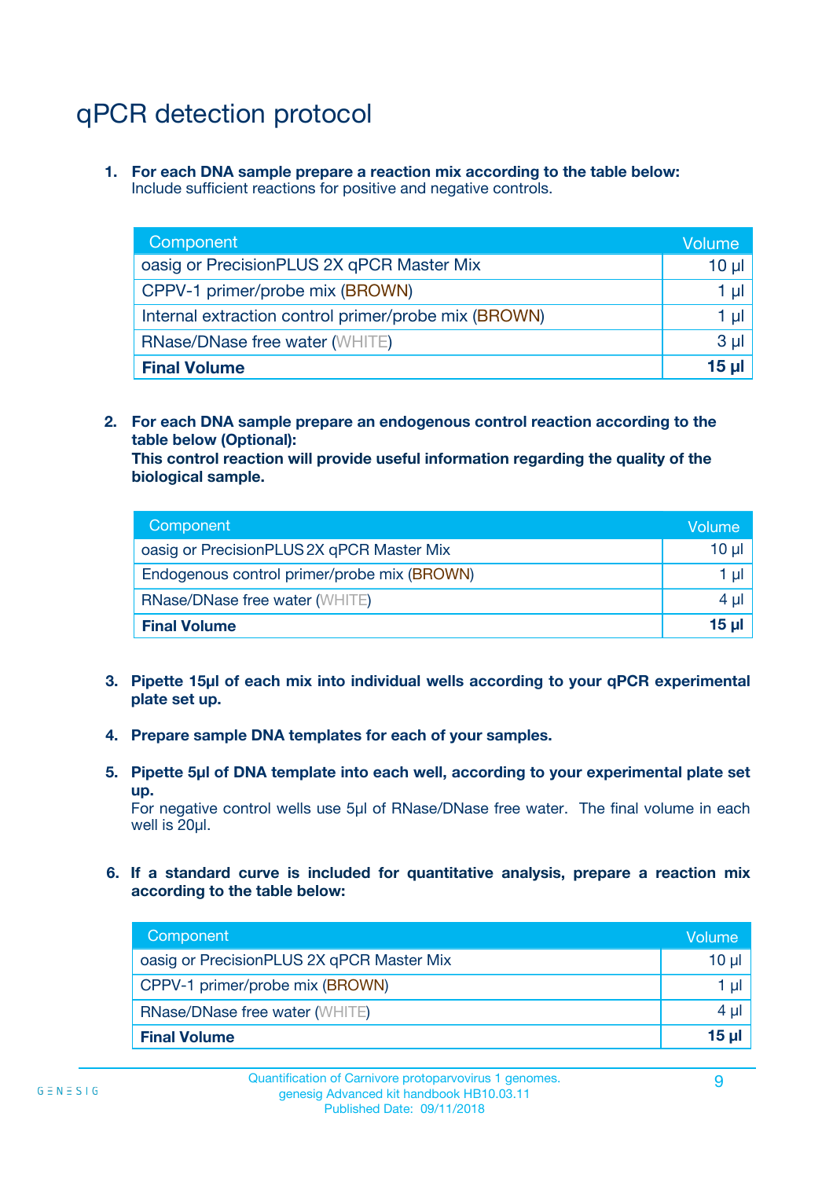# qPCR detection protocol

1. **For each DNA sample prepare a reaction mix according to the table below:**
   Include sufficient reactions for positive and negative controls.

| Component | Volume |
|---|---|
| oasig or PrecisionPLUS 2X qPCR Master Mix | 10 µl |
| CPPV-1 primer/probe mix (BROWN) | 1 µl |
| Internal extraction control primer/probe mix (BROWN) | 1 µl |
| RNase/DNase free water (WHITE) | 3 µl |
| **Final Volume** | **15 µl** |

2. **For each DNA sample prepare an endogenous control reaction according to the table below (Optional):**
   **This control reaction will provide useful information regarding the quality of the biological sample.**

| Component | Volume |
|---|---|
| oasig or PrecisionPLUS 2X qPCR Master Mix | 10 µl |
| Endogenous control primer/probe mix (BROWN) | 1 µl |
| RNase/DNase free water (WHITE) | 4 µl |
| **Final Volume** | **15 µl** |

3. **Pipette 15µl of each mix into individual wells according to your qPCR experimental plate set up.**

4. **Prepare sample DNA templates for each of your samples.**

5. **Pipette 5µl of DNA template into each well, according to your experimental plate set up.**
   For negative control wells use 5µl of RNase/DNase free water. The final volume in each well is 20µl.

6. **If a standard curve is included for quantitative analysis, prepare a reaction mix according to the table below:**

| Component | Volume |
|---|---|
| oasig or PrecisionPLUS 2X qPCR Master Mix | 10 µl |
| CPPV-1 primer/probe mix (BROWN) | 1 µl |
| RNase/DNase free water (WHITE) | 4 µl |
| **Final Volume** | **15 µl** |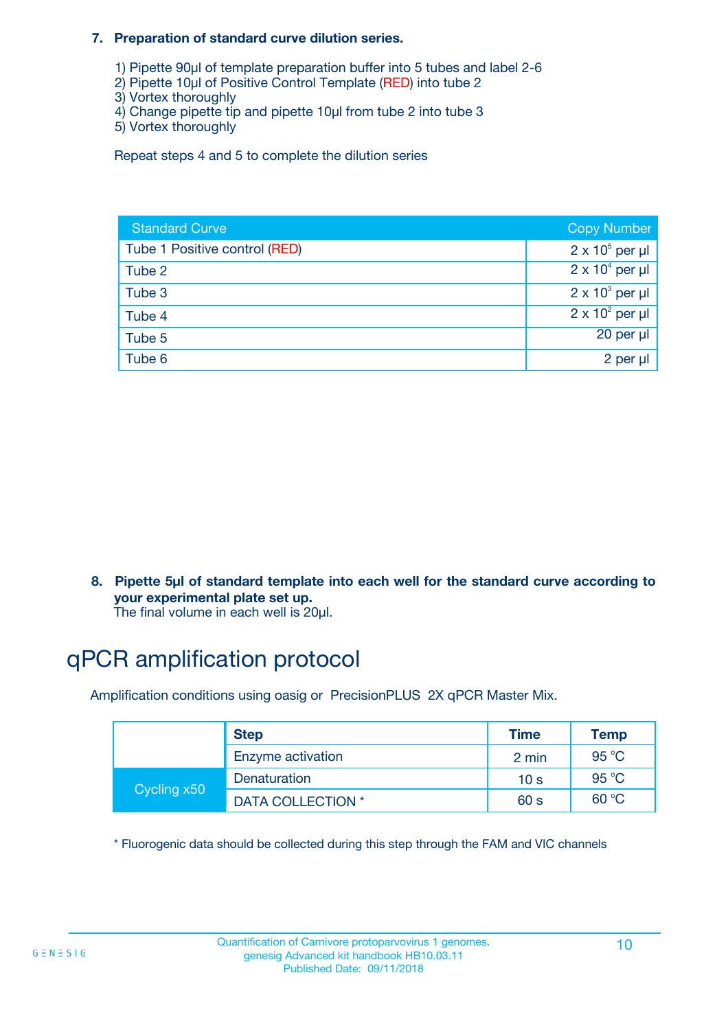7. **Preparation of standard curve dilution series.**

   1) Pipette 90µl of template preparation buffer into 5 tubes and label 2-6
   2) Pipette 10µl of Positive Control Template (RED) into tube 2
   3) Vortex thoroughly
   4) Change pipette tip and pipette 10µl from tube 2 into tube 3
   5) Vortex thoroughly

   Repeat steps 4 and 5 to complete the dilution series

| Standard Curve | Copy Number |
|---|---|
| Tube 1 Positive control (RED) | $2 \times 10^5$ per µl |
| Tube 2 | $2 \times 10^4$ per µl |
| Tube 3 | $2 \times 10^3$ per µl |
| Tube 4 | $2 \times 10^2$ per µl |
| Tube 5 | 20 per µl |
| Tube 6 | 2 per µl |

8. **Pipette 5µl of standard template into each well for the standard curve according to your experimental plate set up.**
   The final volume in each well is 20µl.

# qPCR amplification protocol

Amplification conditions using oasig or PrecisionPLUS 2X qPCR Master Mix.

| | Step | Time | Temp |
|---|---|---|---|
| | Enzyme activation | 2 min | 95 °C |
| Cycling x50 | Denaturation | 10 s | 95 °C |
| | DATA COLLECTION * | 60 s | 60 °C |

* Fluorogenic data should be collected during this step through the FAM and VIC channels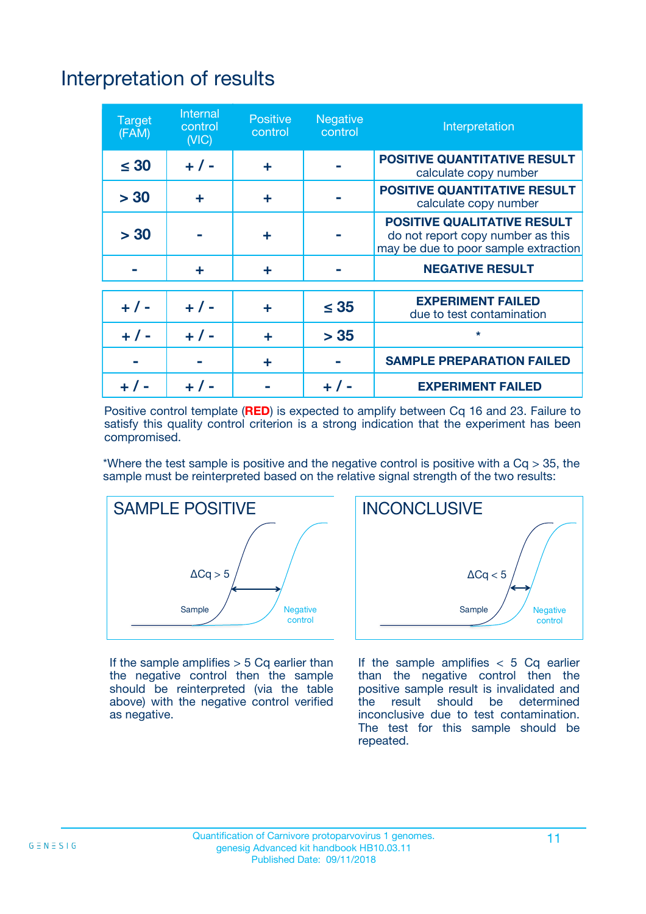# Interpretation of results

| Target (FAM) | Internal control (VIC) | Positive control | Negative control | Interpretation |
|---|---|---|---|---|
| ≤ 30 | + / - | + | - | **POSITIVE QUANTITATIVE RESULT** calculate copy number |
| > 30 | + | + | - | **POSITIVE QUANTITATIVE RESULT** calculate copy number |
| > 30 | - | + | - | **POSITIVE QUALITATIVE RESULT** do not report copy number as this may be due to poor sample extraction |
| - | + | + | - | **NEGATIVE RESULT** |
| + / - | + / - | + | ≤ 35 | **EXPERIMENT FAILED** due to test contamination |
| + / - | + / - | + | > 35 | * |
| - | - | + | - | **SAMPLE PREPARATION FAILED** |
| + / - | + / - | - | + / - | **EXPERIMENT FAILED** |

Positive control template (**RED**) is expected to amplify between Cq 16 and 23. Failure to satisfy this quality control criterion is a strong indication that the experiment has been compromised.

*Where the test sample is positive and the negative control is positive with a Cq > 35, the sample must be reinterpreted based on the relative signal strength of the two results:

**SAMPLE POSITIVE**

ΔCq > 5

Sample

Negative control

If the sample amplifies > 5 Cq earlier than the negative control then the sample should be reinterpreted (via the table above) with the negative control verified as negative.

**INCONCLUSIVE**

ΔCq < 5

Sample

Negative control

If the sample amplifies < 5 Cq earlier than the negative control then the positive sample result is invalidated and the result should be determined inconclusive due to test contamination. The test for this sample should be repeated.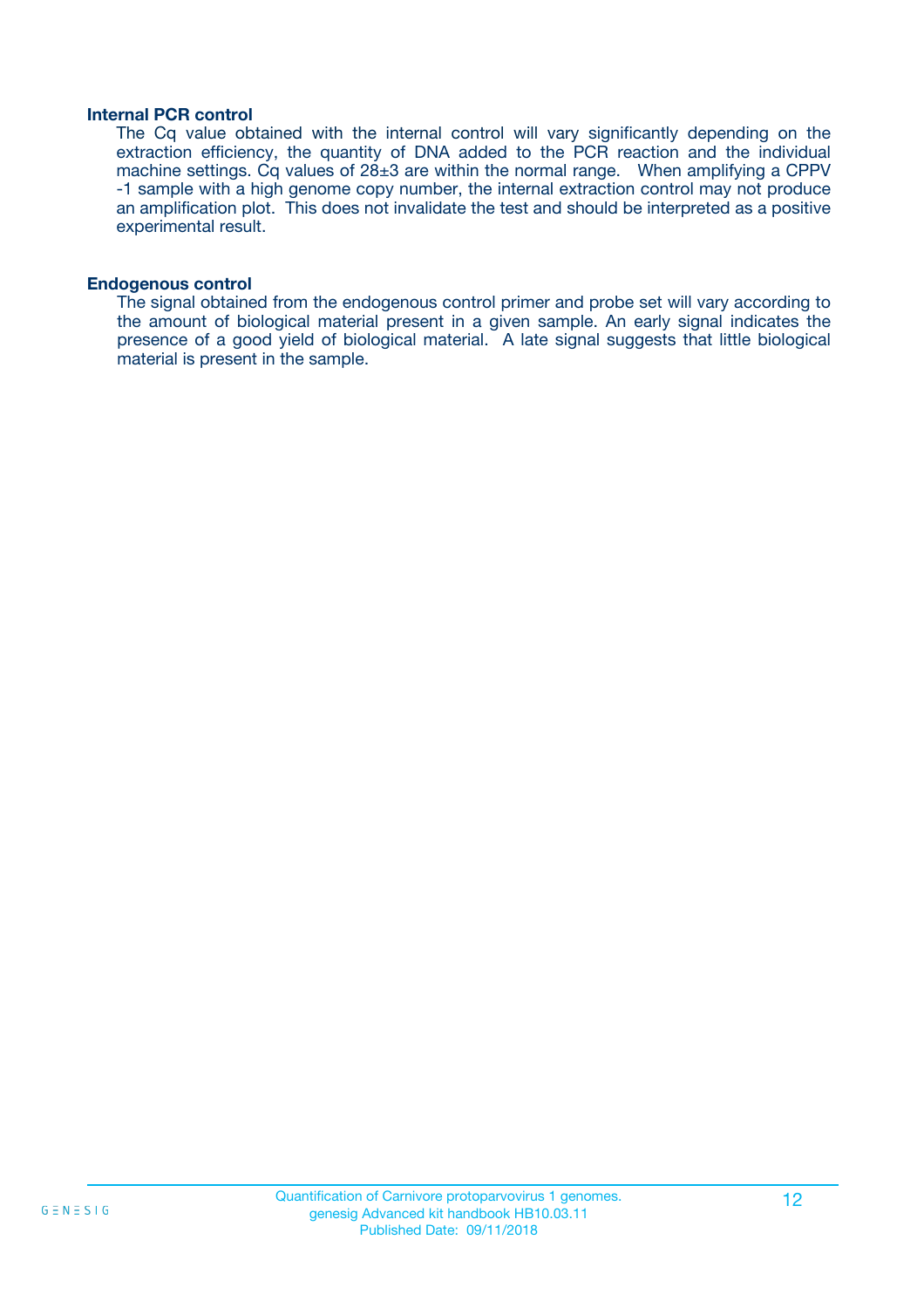### Internal PCR control

The Cq value obtained with the internal control will vary significantly depending on the extraction efficiency, the quantity of DNA added to the PCR reaction and the individual machine settings. Cq values of 28±3 are within the normal range. When amplifying a CPPV-1 sample with a high genome copy number, the internal extraction control may not produce an amplification plot. This does not invalidate the test and should be interpreted as a positive experimental result.

### Endogenous control

The signal obtained from the endogenous control primer and probe set will vary according to the amount of biological material present in a given sample. An early signal indicates the presence of a good yield of biological material. A late signal suggests that little biological material is present in the sample.